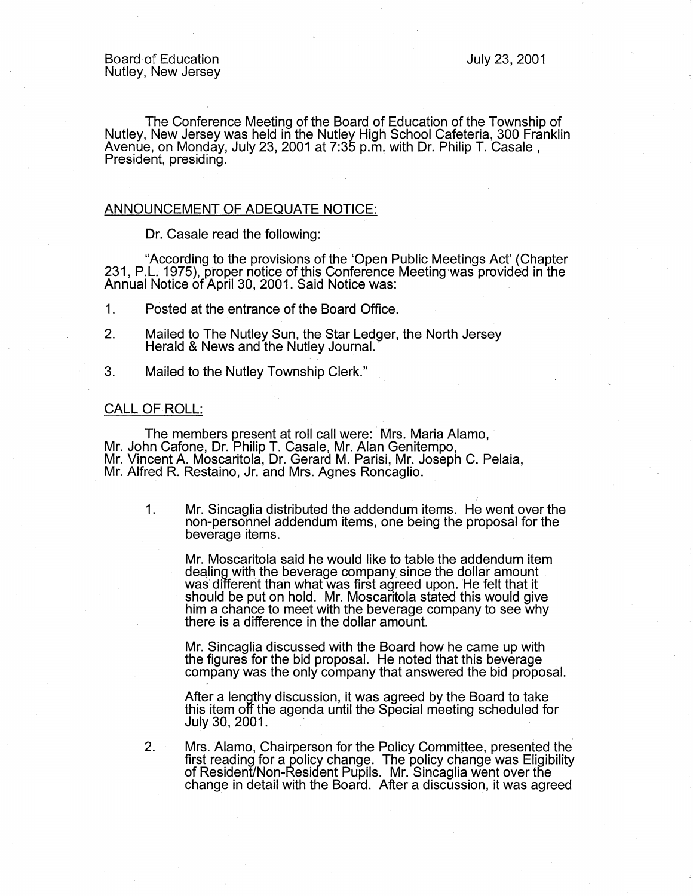Board of Education
Nutley, New Jersey

July 23, 2001

The Conference Meeting of the Board of Education of the Township of Nutley, New Jersey was held in the Nutley High School Cafeteria, 300 Franklin Avenue, on Monday, July 23, 2001 at 7:35 p.m. with Dr. Philip T. Casale , President, presiding.

## ANNOUNCEMENT OF ADEQUATE NOTICE:

Dr. Casale read the following:

"According to the provisions of the 'Open Public Meetings Act' (Chapter 231, P.L. 1975), proper notice of this Conference Meeting was provided in the Annual Notice of April 30, 2001. Said Notice was:

1. Posted at the entrance of the Board Office.
2. Mailed to The Nutley Sun, the Star Ledger, the North Jersey Herald & News and the Nutley Journal.
3. Mailed to the Nutley Township Clerk."

## CALL OF ROLL:

The members present at roll call were: Mrs. Maria Alamo, Mr. John Cafone, Dr. Philip T. Casale, Mr. Alan Genitempo, Mr. Vincent A. Moscaritola, Dr. Gerard M. Parisi, Mr. Joseph C. Pelaia, Mr. Alfred R. Restaino, Jr. and Mrs. Agnes Roncaglio.

1. Mr. Sincaglia distributed the addendum items. He went over the non-personnel addendum items, one being the proposal for the beverage items.

   Mr. Moscaritola said he would like to table the addendum item dealing with the beverage company since the dollar amount was different than what was first agreed upon. He felt that it should be put on hold. Mr. Moscaritola stated this would give him a chance to meet with the beverage company to see why there is a difference in the dollar amount.

   Mr. Sincaglia discussed with the Board how he came up with the figures for the bid proposal. He noted that this beverage company was the only company that answered the bid proposal.

   After a lengthy discussion, it was agreed by the Board to take this item off the agenda until the Special meeting scheduled for July 30, 2001.

2. Mrs. Alamo, Chairperson for the Policy Committee, presented the first reading for a policy change. The policy change was Eligibility of Resident/Non-Resident Pupils. Mr. Sincaglia went over the change in detail with the Board. After a discussion, it was agreed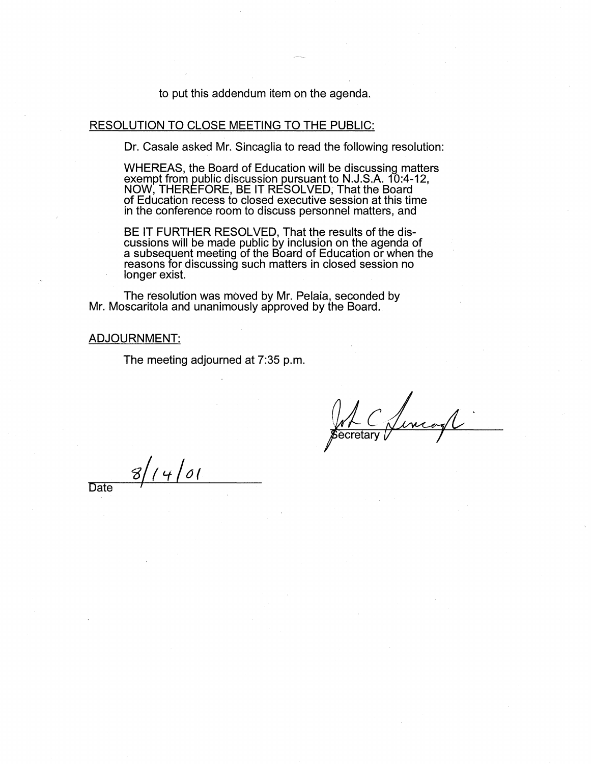to put this addendum item on the agenda.

RESOLUTION TO CLOSE MEETING TO THE PUBLIC:

Dr. Casale asked Mr. Sincaglia to read the following resolution:

WHEREAS, the Board of Education will be discussing matters exempt from public discussion pursuant to N.J.S.A. 10:4-12, NOW, THEREFORE, BE IT RESOLVED, That the Board of Education recess to closed executive session at this time in the conference room to discuss personnel matters, and

BE IT FURTHER RESOLVED, That the results of the discussions will be made public by inclusion on the agenda of a subsequent meeting of the Board of Education or when the reasons for discussing such matters in closed session no longer exist.

The resolution was moved by Mr. Pelaia, seconded by Mr. Moscaritola and unanimously approved by the Board.

ADJOURNMENT:

The meeting adjourned at 7:35 p.m.

Secretary

Date 8/14/01